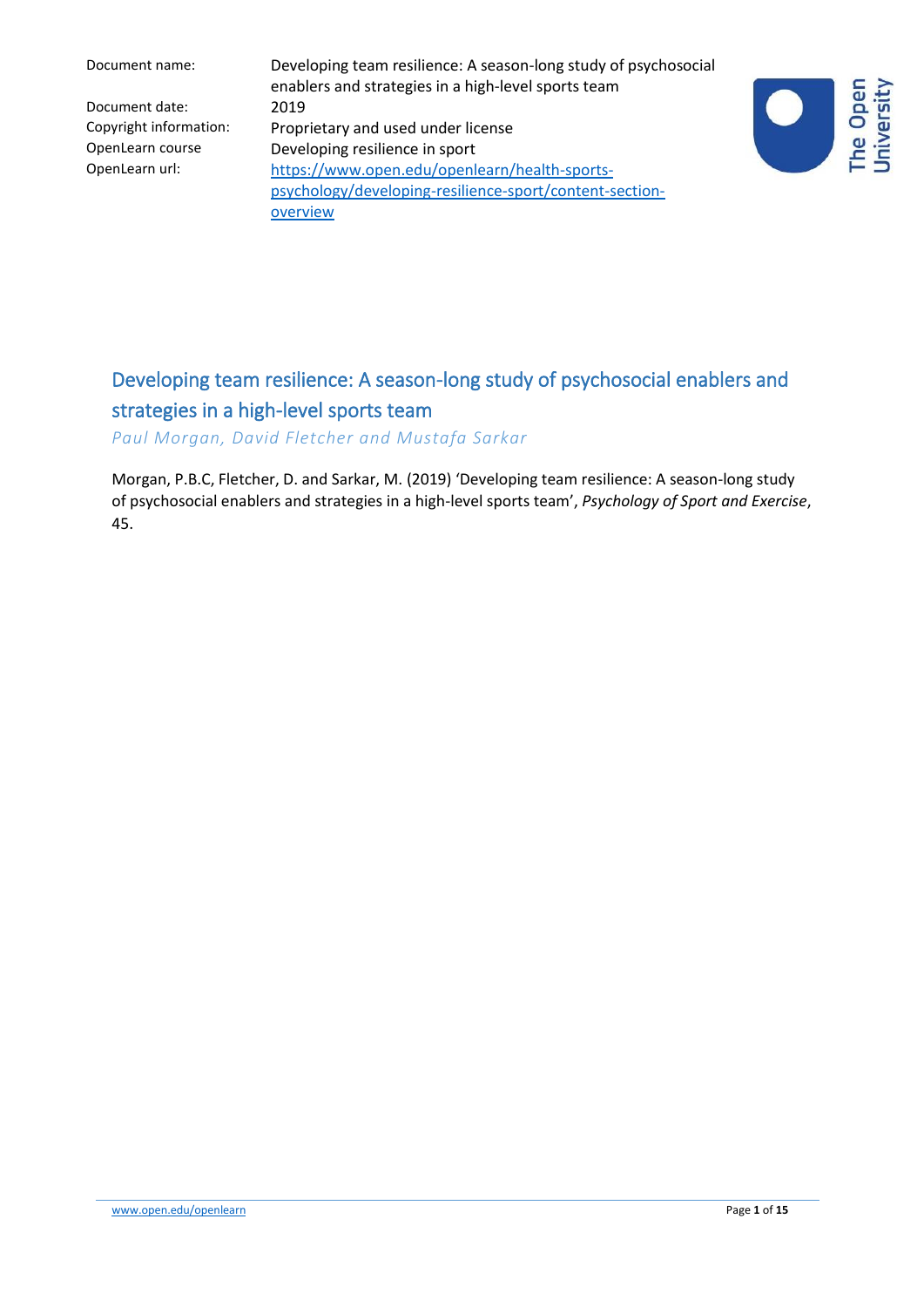| | |
|---|---|
| Document name: | Developing team resilience: A season-long study of psychosocial enablers and strategies in a high-level sports team |
| Document date: | 2019 |
| Copyright information: | Proprietary and used under license |
| OpenLearn course | Developing resilience in sport |
| OpenLearn url: | [https://www.open.edu/openlearn/health-sports-psychology/developing-resilience-sport/content-section-overview](https://www.open.edu/openlearn/health-sports-psychology/developing-resilience-sport/content-section-overview) |

# Developing team resilience: A season-long study of psychosocial enablers and strategies in a high-level sports team

*Paul Morgan, David Fletcher and Mustafa Sarkar*

Morgan, P.B.C, Fletcher, D. and Sarkar, M. (2019) 'Developing team resilience: A season-long study of psychosocial enablers and strategies in a high-level sports team', *Psychology of Sport and Exercise*, 45.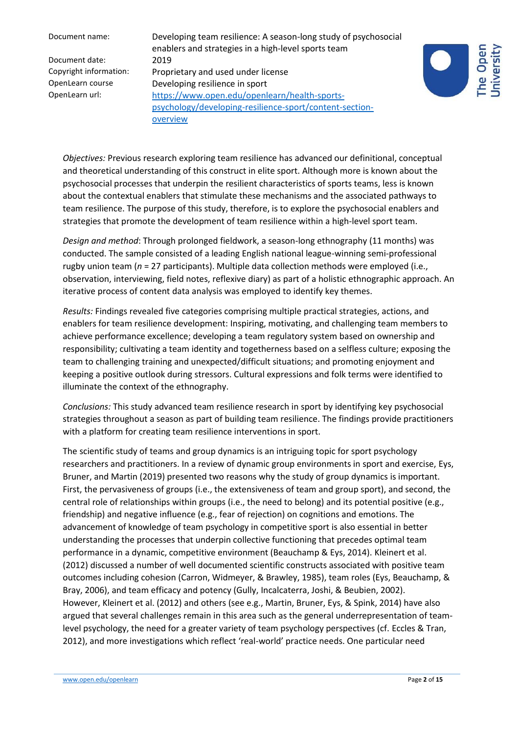| | |
|---|---|
| Document name: | Developing team resilience: A season-long study of psychosocial enablers and strategies in a high-level sports team |
| Document date: | 2019 |
| Copyright information: | Proprietary and used under license |
| OpenLearn course | Developing resilience in sport |
| OpenLearn url: | https://www.open.edu/openlearn/health-sports-psychology/developing-resilience-sport/content-section-overview |

*Objectives:* Previous research exploring team resilience has advanced our definitional, conceptual and theoretical understanding of this construct in elite sport. Although more is known about the psychosocial processes that underpin the resilient characteristics of sports teams, less is known about the contextual enablers that stimulate these mechanisms and the associated pathways to team resilience. The purpose of this study, therefore, is to explore the psychosocial enablers and strategies that promote the development of team resilience within a high-level sport team.

*Design and method*: Through prolonged fieldwork, a season-long ethnography (11 months) was conducted. The sample consisted of a leading English national league-winning semi-professional rugby union team (*n* = 27 participants). Multiple data collection methods were employed (i.e., observation, interviewing, field notes, reflexive diary) as part of a holistic ethnographic approach. An iterative process of content data analysis was employed to identify key themes.

*Results:* Findings revealed five categories comprising multiple practical strategies, actions, and enablers for team resilience development: Inspiring, motivating, and challenging team members to achieve performance excellence; developing a team regulatory system based on ownership and responsibility; cultivating a team identity and togetherness based on a selfless culture; exposing the team to challenging training and unexpected/difficult situations; and promoting enjoyment and keeping a positive outlook during stressors. Cultural expressions and folk terms were identified to illuminate the context of the ethnography.

*Conclusions:* This study advanced team resilience research in sport by identifying key psychosocial strategies throughout a season as part of building team resilience. The findings provide practitioners with a platform for creating team resilience interventions in sport.

The scientific study of teams and group dynamics is an intriguing topic for sport psychology researchers and practitioners. In a review of dynamic group environments in sport and exercise, Eys, Bruner, and Martin (2019) presented two reasons why the study of group dynamics is important. First, the pervasiveness of groups (i.e., the extensiveness of team and group sport), and second, the central role of relationships within groups (i.e., the need to belong) and its potential positive (e.g., friendship) and negative influence (e.g., fear of rejection) on cognitions and emotions. The advancement of knowledge of team psychology in competitive sport is also essential in better understanding the processes that underpin collective functioning that precedes optimal team performance in a dynamic, competitive environment (Beauchamp & Eys, 2014). Kleinert et al. (2012) discussed a number of well documented scientific constructs associated with positive team outcomes including cohesion (Carron, Widmeyer, & Brawley, 1985), team roles (Eys, Beauchamp, & Bray, 2006), and team efficacy and potency (Gully, Incalcaterra, Joshi, & Beubien, 2002). However, Kleinert et al. (2012) and others (see e.g., Martin, Bruner, Eys, & Spink, 2014) have also argued that several challenges remain in this area such as the general underrepresentation of team-level psychology, the need for a greater variety of team psychology perspectives (cf. Eccles & Tran, 2012), and more investigations which reflect 'real-world' practice needs. One particular need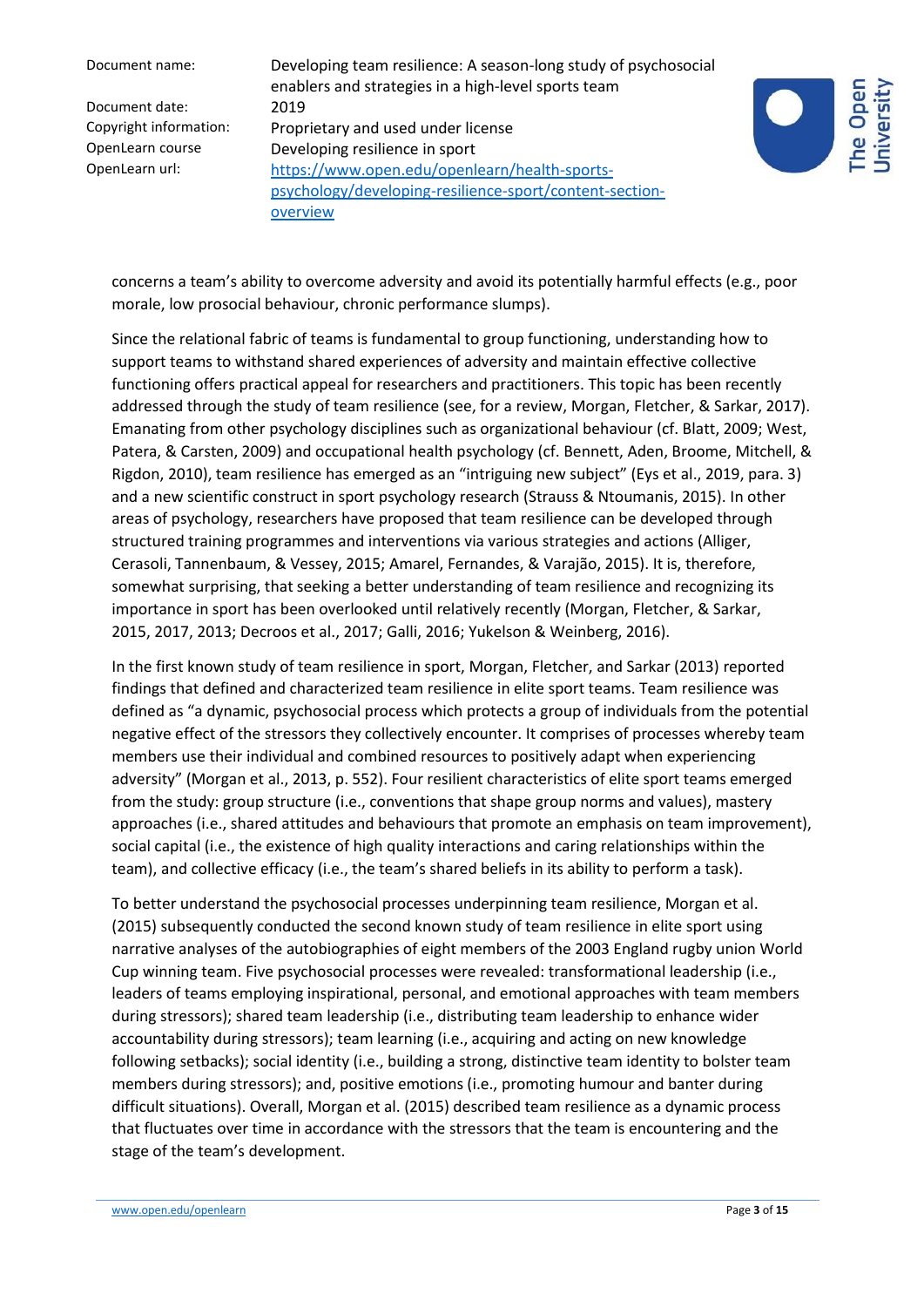concerns a team's ability to overcome adversity and avoid its potentially harmful effects (e.g., poor morale, low prosocial behaviour, chronic performance slumps).

Since the relational fabric of teams is fundamental to group functioning, understanding how to support teams to withstand shared experiences of adversity and maintain effective collective functioning offers practical appeal for researchers and practitioners. This topic has been recently addressed through the study of team resilience (see, for a review, Morgan, Fletcher, & Sarkar, 2017). Emanating from other psychology disciplines such as organizational behaviour (cf. Blatt, 2009; West, Patera, & Carsten, 2009) and occupational health psychology (cf. Bennett, Aden, Broome, Mitchell, & Rigdon, 2010), team resilience has emerged as an "intriguing new subject" (Eys et al., 2019, para. 3) and a new scientific construct in sport psychology research (Strauss & Ntoumanis, 2015). In other areas of psychology, researchers have proposed that team resilience can be developed through structured training programmes and interventions via various strategies and actions (Alliger, Cerasoli, Tannenbaum, & Vessey, 2015; Amarel, Fernandes, & Varajão, 2015). It is, therefore, somewhat surprising, that seeking a better understanding of team resilience and recognizing its importance in sport has been overlooked until relatively recently (Morgan, Fletcher, & Sarkar, 2015, 2017, 2013; Decroos et al., 2017; Galli, 2016; Yukelson & Weinberg, 2016).

In the first known study of team resilience in sport, Morgan, Fletcher, and Sarkar (2013) reported findings that defined and characterized team resilience in elite sport teams. Team resilience was defined as "a dynamic, psychosocial process which protects a group of individuals from the potential negative effect of the stressors they collectively encounter. It comprises of processes whereby team members use their individual and combined resources to positively adapt when experiencing adversity" (Morgan et al., 2013, p. 552). Four resilient characteristics of elite sport teams emerged from the study: group structure (i.e., conventions that shape group norms and values), mastery approaches (i.e., shared attitudes and behaviours that promote an emphasis on team improvement), social capital (i.e., the existence of high quality interactions and caring relationships within the team), and collective efficacy (i.e., the team's shared beliefs in its ability to perform a task).

To better understand the psychosocial processes underpinning team resilience, Morgan et al. (2015) subsequently conducted the second known study of team resilience in elite sport using narrative analyses of the autobiographies of eight members of the 2003 England rugby union World Cup winning team. Five psychosocial processes were revealed: transformational leadership (i.e., leaders of teams employing inspirational, personal, and emotional approaches with team members during stressors); shared team leadership (i.e., distributing team leadership to enhance wider accountability during stressors); team learning (i.e., acquiring and acting on new knowledge following setbacks); social identity (i.e., building a strong, distinctive team identity to bolster team members during stressors); and, positive emotions (i.e., promoting humour and banter during difficult situations). Overall, Morgan et al. (2015) described team resilience as a dynamic process that fluctuates over time in accordance with the stressors that the team is encountering and the stage of the team's development.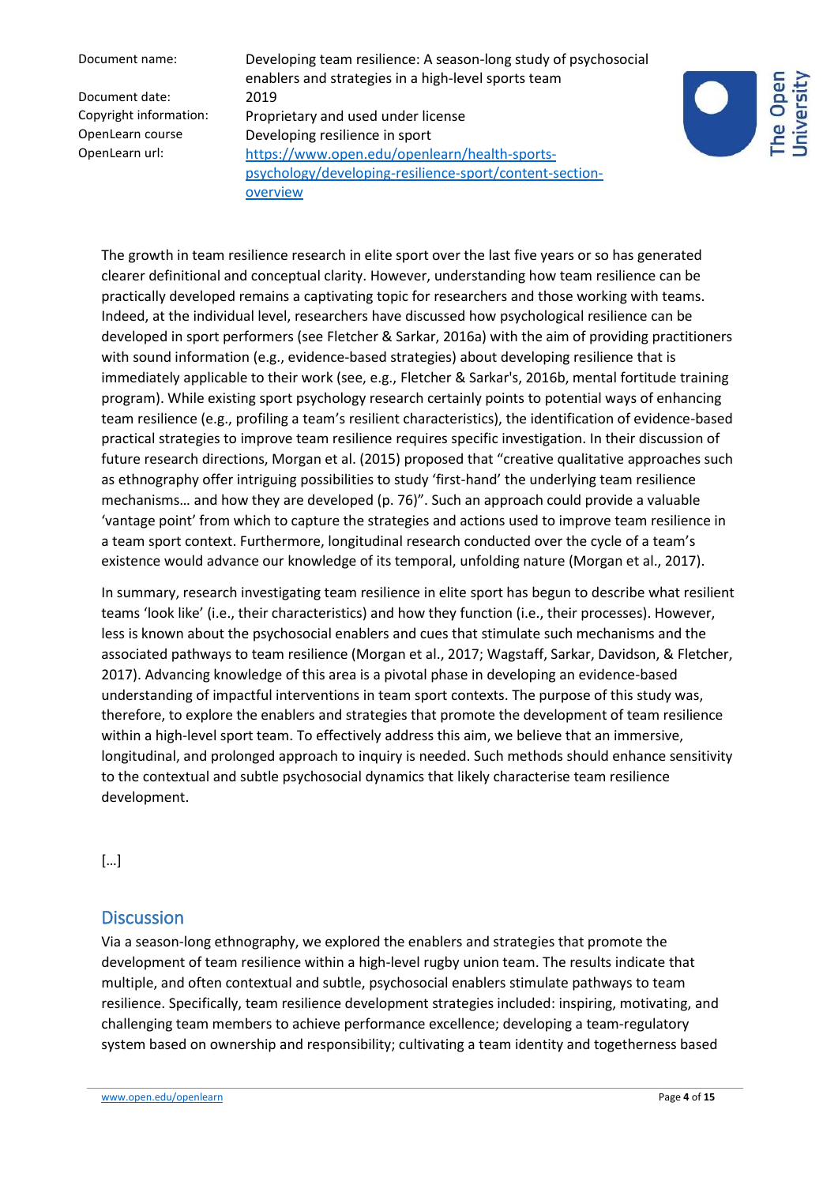The growth in team resilience research in elite sport over the last five years or so has generated clearer definitional and conceptual clarity. However, understanding how team resilience can be practically developed remains a captivating topic for researchers and those working with teams. Indeed, at the individual level, researchers have discussed how psychological resilience can be developed in sport performers (see Fletcher & Sarkar, 2016a) with the aim of providing practitioners with sound information (e.g., evidence-based strategies) about developing resilience that is immediately applicable to their work (see, e.g., Fletcher & Sarkar's, 2016b, mental fortitude training program). While existing sport psychology research certainly points to potential ways of enhancing team resilience (e.g., profiling a team's resilient characteristics), the identification of evidence-based practical strategies to improve team resilience requires specific investigation. In their discussion of future research directions, Morgan et al. (2015) proposed that "creative qualitative approaches such as ethnography offer intriguing possibilities to study 'first-hand' the underlying team resilience mechanisms… and how they are developed (p. 76)". Such an approach could provide a valuable 'vantage point' from which to capture the strategies and actions used to improve team resilience in a team sport context. Furthermore, longitudinal research conducted over the cycle of a team's existence would advance our knowledge of its temporal, unfolding nature (Morgan et al., 2017).

In summary, research investigating team resilience in elite sport has begun to describe what resilient teams 'look like' (i.e., their characteristics) and how they function (i.e., their processes). However, less is known about the psychosocial enablers and cues that stimulate such mechanisms and the associated pathways to team resilience (Morgan et al., 2017; Wagstaff, Sarkar, Davidson, & Fletcher, 2017). Advancing knowledge of this area is a pivotal phase in developing an evidence-based understanding of impactful interventions in team sport contexts. The purpose of this study was, therefore, to explore the enablers and strategies that promote the development of team resilience within a high-level sport team. To effectively address this aim, we believe that an immersive, longitudinal, and prolonged approach to inquiry is needed. Such methods should enhance sensitivity to the contextual and subtle psychosocial dynamics that likely characterise team resilience development.

[…]

## Discussion

Via a season-long ethnography, we explored the enablers and strategies that promote the development of team resilience within a high-level rugby union team. The results indicate that multiple, and often contextual and subtle, psychosocial enablers stimulate pathways to team resilience. Specifically, team resilience development strategies included: inspiring, motivating, and challenging team members to achieve performance excellence; developing a team-regulatory system based on ownership and responsibility; cultivating a team identity and togetherness based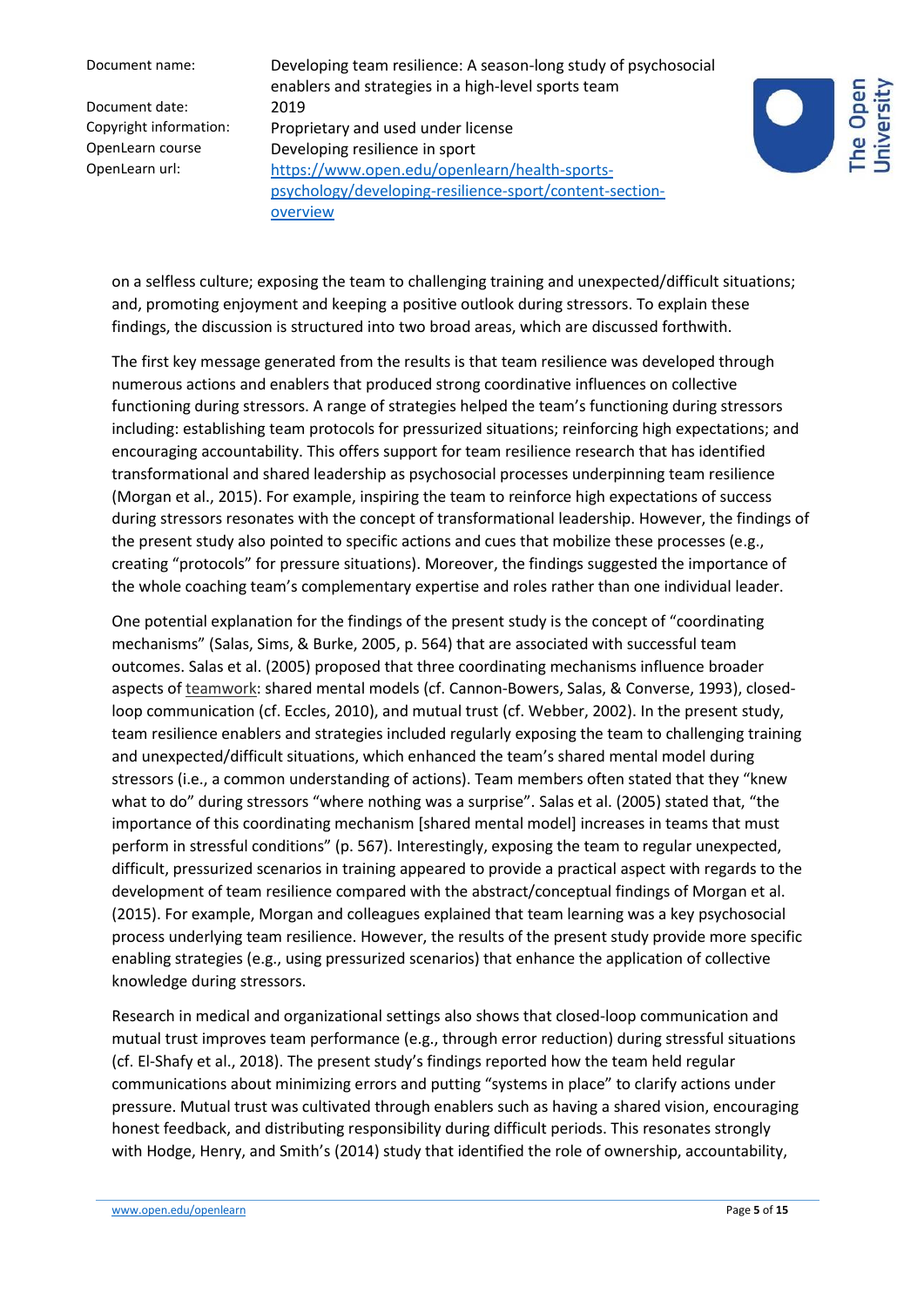on a selfless culture; exposing the team to challenging training and unexpected/difficult situations; and, promoting enjoyment and keeping a positive outlook during stressors. To explain these findings, the discussion is structured into two broad areas, which are discussed forthwith.

The first key message generated from the results is that team resilience was developed through numerous actions and enablers that produced strong coordinative influences on collective functioning during stressors. A range of strategies helped the team's functioning during stressors including: establishing team protocols for pressurized situations; reinforcing high expectations; and encouraging accountability. This offers support for team resilience research that has identified transformational and shared leadership as psychosocial processes underpinning team resilience (Morgan et al., 2015). For example, inspiring the team to reinforce high expectations of success during stressors resonates with the concept of transformational leadership. However, the findings of the present study also pointed to specific actions and cues that mobilize these processes (e.g., creating "protocols" for pressure situations). Moreover, the findings suggested the importance of the whole coaching team's complementary expertise and roles rather than one individual leader.

One potential explanation for the findings of the present study is the concept of "coordinating mechanisms" (Salas, Sims, & Burke, 2005, p. 564) that are associated with successful team outcomes. Salas et al. (2005) proposed that three coordinating mechanisms influence broader aspects of teamwork: shared mental models (cf. Cannon-Bowers, Salas, & Converse, 1993), closed-loop communication (cf. Eccles, 2010), and mutual trust (cf. Webber, 2002). In the present study, team resilience enablers and strategies included regularly exposing the team to challenging training and unexpected/difficult situations, which enhanced the team's shared mental model during stressors (i.e., a common understanding of actions). Team members often stated that they "knew what to do" during stressors "where nothing was a surprise". Salas et al. (2005) stated that, "the importance of this coordinating mechanism [shared mental model] increases in teams that must perform in stressful conditions" (p. 567). Interestingly, exposing the team to regular unexpected, difficult, pressurized scenarios in training appeared to provide a practical aspect with regards to the development of team resilience compared with the abstract/conceptual findings of Morgan et al. (2015). For example, Morgan and colleagues explained that team learning was a key psychosocial process underlying team resilience. However, the results of the present study provide more specific enabling strategies (e.g., using pressurized scenarios) that enhance the application of collective knowledge during stressors.

Research in medical and organizational settings also shows that closed-loop communication and mutual trust improves team performance (e.g., through error reduction) during stressful situations (cf. El-Shafy et al., 2018). The present study's findings reported how the team held regular communications about minimizing errors and putting "systems in place" to clarify actions under pressure. Mutual trust was cultivated through enablers such as having a shared vision, encouraging honest feedback, and distributing responsibility during difficult periods. This resonates strongly with Hodge, Henry, and Smith's (2014) study that identified the role of ownership, accountability,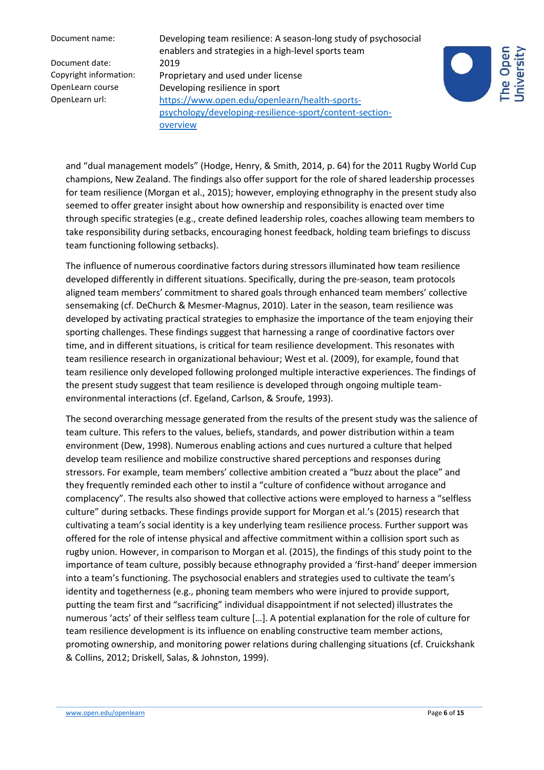and "dual management models" (Hodge, Henry, & Smith, 2014, p. 64) for the 2011 Rugby World Cup champions, New Zealand. The findings also offer support for the role of shared leadership processes for team resilience (Morgan et al., 2015); however, employing ethnography in the present study also seemed to offer greater insight about how ownership and responsibility is enacted over time through specific strategies (e.g., create defined leadership roles, coaches allowing team members to take responsibility during setbacks, encouraging honest feedback, holding team briefings to discuss team functioning following setbacks).

The influence of numerous coordinative factors during stressors illuminated how team resilience developed differently in different situations. Specifically, during the pre-season, team protocols aligned team members' commitment to shared goals through enhanced team members' collective sensemaking (cf. DeChurch & Mesmer-Magnus, 2010). Later in the season, team resilience was developed by activating practical strategies to emphasize the importance of the team enjoying their sporting challenges. These findings suggest that harnessing a range of coordinative factors over time, and in different situations, is critical for team resilience development. This resonates with team resilience research in organizational behaviour; West et al. (2009), for example, found that team resilience only developed following prolonged multiple interactive experiences. The findings of the present study suggest that team resilience is developed through ongoing multiple team-environmental interactions (cf. Egeland, Carlson, & Sroufe, 1993).

The second overarching message generated from the results of the present study was the salience of team culture. This refers to the values, beliefs, standards, and power distribution within a team environment (Dew, 1998). Numerous enabling actions and cues nurtured a culture that helped develop team resilience and mobilize constructive shared perceptions and responses during stressors. For example, team members' collective ambition created a "buzz about the place" and they frequently reminded each other to instil a "culture of confidence without arrogance and complacency". The results also showed that collective actions were employed to harness a "selfless culture" during setbacks. These findings provide support for Morgan et al.'s (2015) research that cultivating a team's social identity is a key underlying team resilience process. Further support was offered for the role of intense physical and affective commitment within a collision sport such as rugby union. However, in comparison to Morgan et al. (2015), the findings of this study point to the importance of team culture, possibly because ethnography provided a 'first-hand' deeper immersion into a team's functioning. The psychosocial enablers and strategies used to cultivate the team's identity and togetherness (e.g., phoning team members who were injured to provide support, putting the team first and "sacrificing" individual disappointment if not selected) illustrates the numerous 'acts' of their selfless team culture […]. A potential explanation for the role of culture for team resilience development is its influence on enabling constructive team member actions, promoting ownership, and monitoring power relations during challenging situations (cf. Cruickshank & Collins, 2012; Driskell, Salas, & Johnston, 1999).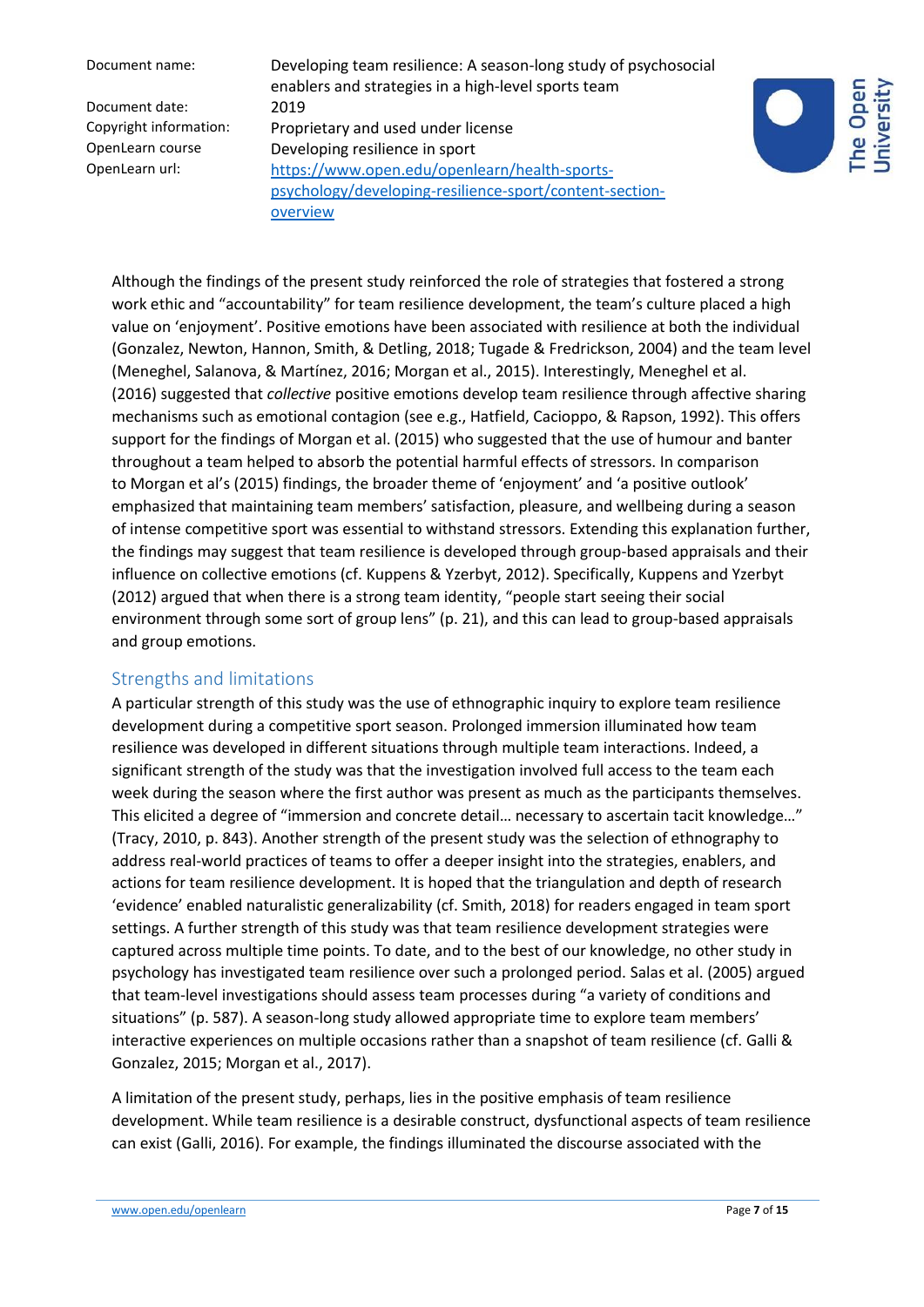Although the findings of the present study reinforced the role of strategies that fostered a strong work ethic and “accountability” for team resilience development, the team’s culture placed a high value on ‘enjoyment’. Positive emotions have been associated with resilience at both the individual (Gonzalez, Newton, Hannon, Smith, & Detling, 2018; Tugade & Fredrickson, 2004) and the team level (Meneghel, Salanova, & Martínez, 2016; Morgan et al., 2015). Interestingly, Meneghel et al. (2016) suggested that *collective* positive emotions develop team resilience through affective sharing mechanisms such as emotional contagion (see e.g., Hatfield, Cacioppo, & Rapson, 1992). This offers support for the findings of Morgan et al. (2015) who suggested that the use of humour and banter throughout a team helped to absorb the potential harmful effects of stressors. In comparison to Morgan et al’s (2015) findings, the broader theme of ‘enjoyment’ and ‘a positive outlook’ emphasized that maintaining team members’ satisfaction, pleasure, and wellbeing during a season of intense competitive sport was essential to withstand stressors. Extending this explanation further, the findings may suggest that team resilience is developed through group-based appraisals and their influence on collective emotions (cf. Kuppens & Yzerbyt, 2012). Specifically, Kuppens and Yzerbyt (2012) argued that when there is a strong team identity, “people start seeing their social environment through some sort of group lens” (p. 21), and this can lead to group-based appraisals and group emotions.

## Strengths and limitations

A particular strength of this study was the use of ethnographic inquiry to explore team resilience development during a competitive sport season. Prolonged immersion illuminated how team resilience was developed in different situations through multiple team interactions. Indeed, a significant strength of the study was that the investigation involved full access to the team each week during the season where the first author was present as much as the participants themselves. This elicited a degree of “immersion and concrete detail… necessary to ascertain tacit knowledge…” (Tracy, 2010, p. 843). Another strength of the present study was the selection of ethnography to address real-world practices of teams to offer a deeper insight into the strategies, enablers, and actions for team resilience development. It is hoped that the triangulation and depth of research ‘evidence’ enabled naturalistic generalizability (cf. Smith, 2018) for readers engaged in team sport settings. A further strength of this study was that team resilience development strategies were captured across multiple time points. To date, and to the best of our knowledge, no other study in psychology has investigated team resilience over such a prolonged period. Salas et al. (2005) argued that team-level investigations should assess team processes during “a variety of conditions and situations” (p. 587). A season-long study allowed appropriate time to explore team members’ interactive experiences on multiple occasions rather than a snapshot of team resilience (cf. Galli & Gonzalez, 2015; Morgan et al., 2017).

A limitation of the present study, perhaps, lies in the positive emphasis of team resilience development. While team resilience is a desirable construct, dysfunctional aspects of team resilience can exist (Galli, 2016). For example, the findings illuminated the discourse associated with the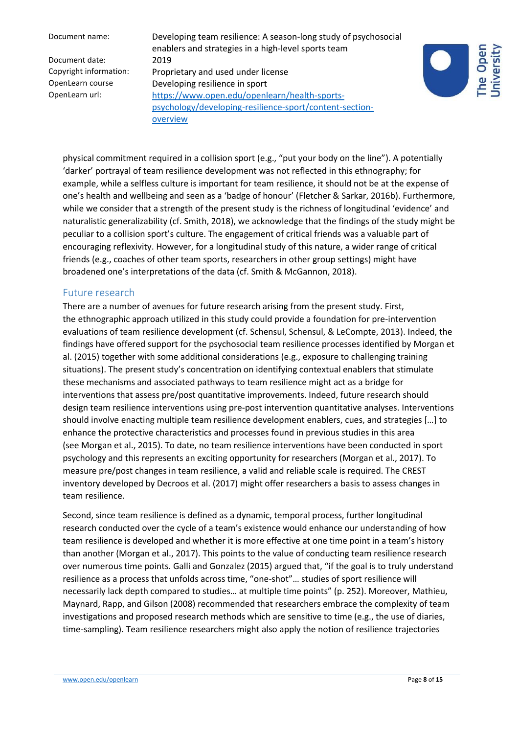physical commitment required in a collision sport (e.g., "put your body on the line"). A potentially 'darker' portrayal of team resilience development was not reflected in this ethnography; for example, while a selfless culture is important for team resilience, it should not be at the expense of one's health and wellbeing and seen as a 'badge of honour' (Fletcher & Sarkar, 2016b). Furthermore, while we consider that a strength of the present study is the richness of longitudinal 'evidence' and naturalistic generalizability (cf. Smith, 2018), we acknowledge that the findings of the study might be peculiar to a collision sport's culture. The engagement of critical friends was a valuable part of encouraging reflexivity. However, for a longitudinal study of this nature, a wider range of critical friends (e.g., coaches of other team sports, researchers in other group settings) might have broadened one's interpretations of the data (cf. Smith & McGannon, 2018).

## Future research

There are a number of avenues for future research arising from the present study. First, the ethnographic approach utilized in this study could provide a foundation for pre-intervention evaluations of team resilience development (cf. Schensul, Schensul, & LeCompte, 2013). Indeed, the findings have offered support for the psychosocial team resilience processes identified by Morgan et al. (2015) together with some additional considerations (e.g., exposure to challenging training situations). The present study's concentration on identifying contextual enablers that stimulate these mechanisms and associated pathways to team resilience might act as a bridge for interventions that assess pre/post quantitative improvements. Indeed, future research should design team resilience interventions using pre-post intervention quantitative analyses. Interventions should involve enacting multiple team resilience development enablers, cues, and strategies […] to enhance the protective characteristics and processes found in previous studies in this area (see Morgan et al., 2015). To date, no team resilience interventions have been conducted in sport psychology and this represents an exciting opportunity for researchers (Morgan et al., 2017). To measure pre/post changes in team resilience, a valid and reliable scale is required. The CREST inventory developed by Decroos et al. (2017) might offer researchers a basis to assess changes in team resilience.

Second, since team resilience is defined as a dynamic, temporal process, further longitudinal research conducted over the cycle of a team's existence would enhance our understanding of how team resilience is developed and whether it is more effective at one time point in a team's history than another (Morgan et al., 2017). This points to the value of conducting team resilience research over numerous time points. Galli and Gonzalez (2015) argued that, "if the goal is to truly understand resilience as a process that unfolds across time, "one-shot"… studies of sport resilience will necessarily lack depth compared to studies… at multiple time points" (p. 252). Moreover, Mathieu, Maynard, Rapp, and Gilson (2008) recommended that researchers embrace the complexity of team investigations and proposed research methods which are sensitive to time (e.g., the use of diaries, time-sampling). Team resilience researchers might also apply the notion of resilience trajectories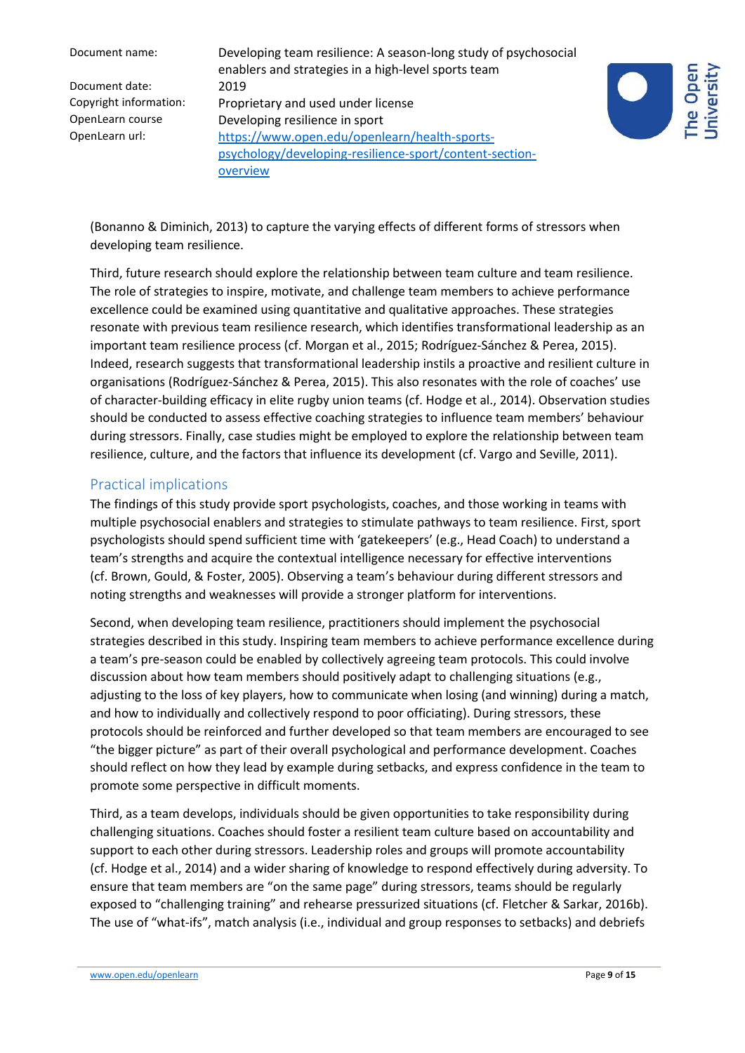(Bonanno & Diminich, 2013) to capture the varying effects of different forms of stressors when developing team resilience.

Third, future research should explore the relationship between team culture and team resilience. The role of strategies to inspire, motivate, and challenge team members to achieve performance excellence could be examined using quantitative and qualitative approaches. These strategies resonate with previous team resilience research, which identifies transformational leadership as an important team resilience process (cf. Morgan et al., 2015; Rodríguez-Sánchez & Perea, 2015). Indeed, research suggests that transformational leadership instils a proactive and resilient culture in organisations (Rodríguez-Sánchez & Perea, 2015). This also resonates with the role of coaches' use of character-building efficacy in elite rugby union teams (cf. Hodge et al., 2014). Observation studies should be conducted to assess effective coaching strategies to influence team members' behaviour during stressors. Finally, case studies might be employed to explore the relationship between team resilience, culture, and the factors that influence its development (cf. Vargo and Seville, 2011).

## Practical implications

The findings of this study provide sport psychologists, coaches, and those working in teams with multiple psychosocial enablers and strategies to stimulate pathways to team resilience. First, sport psychologists should spend sufficient time with 'gatekeepers' (e.g., Head Coach) to understand a team's strengths and acquire the contextual intelligence necessary for effective interventions (cf. Brown, Gould, & Foster, 2005). Observing a team's behaviour during different stressors and noting strengths and weaknesses will provide a stronger platform for interventions.

Second, when developing team resilience, practitioners should implement the psychosocial strategies described in this study. Inspiring team members to achieve performance excellence during a team's pre-season could be enabled by collectively agreeing team protocols. This could involve discussion about how team members should positively adapt to challenging situations (e.g., adjusting to the loss of key players, how to communicate when losing (and winning) during a match, and how to individually and collectively respond to poor officiating). During stressors, these protocols should be reinforced and further developed so that team members are encouraged to see "the bigger picture" as part of their overall psychological and performance development. Coaches should reflect on how they lead by example during setbacks, and express confidence in the team to promote some perspective in difficult moments.

Third, as a team develops, individuals should be given opportunities to take responsibility during challenging situations. Coaches should foster a resilient team culture based on accountability and support to each other during stressors. Leadership roles and groups will promote accountability (cf. Hodge et al., 2014) and a wider sharing of knowledge to respond effectively during adversity. To ensure that team members are "on the same page" during stressors, teams should be regularly exposed to "challenging training" and rehearse pressurized situations (cf. Fletcher & Sarkar, 2016b). The use of "what-ifs", match analysis (i.e., individual and group responses to setbacks) and debriefs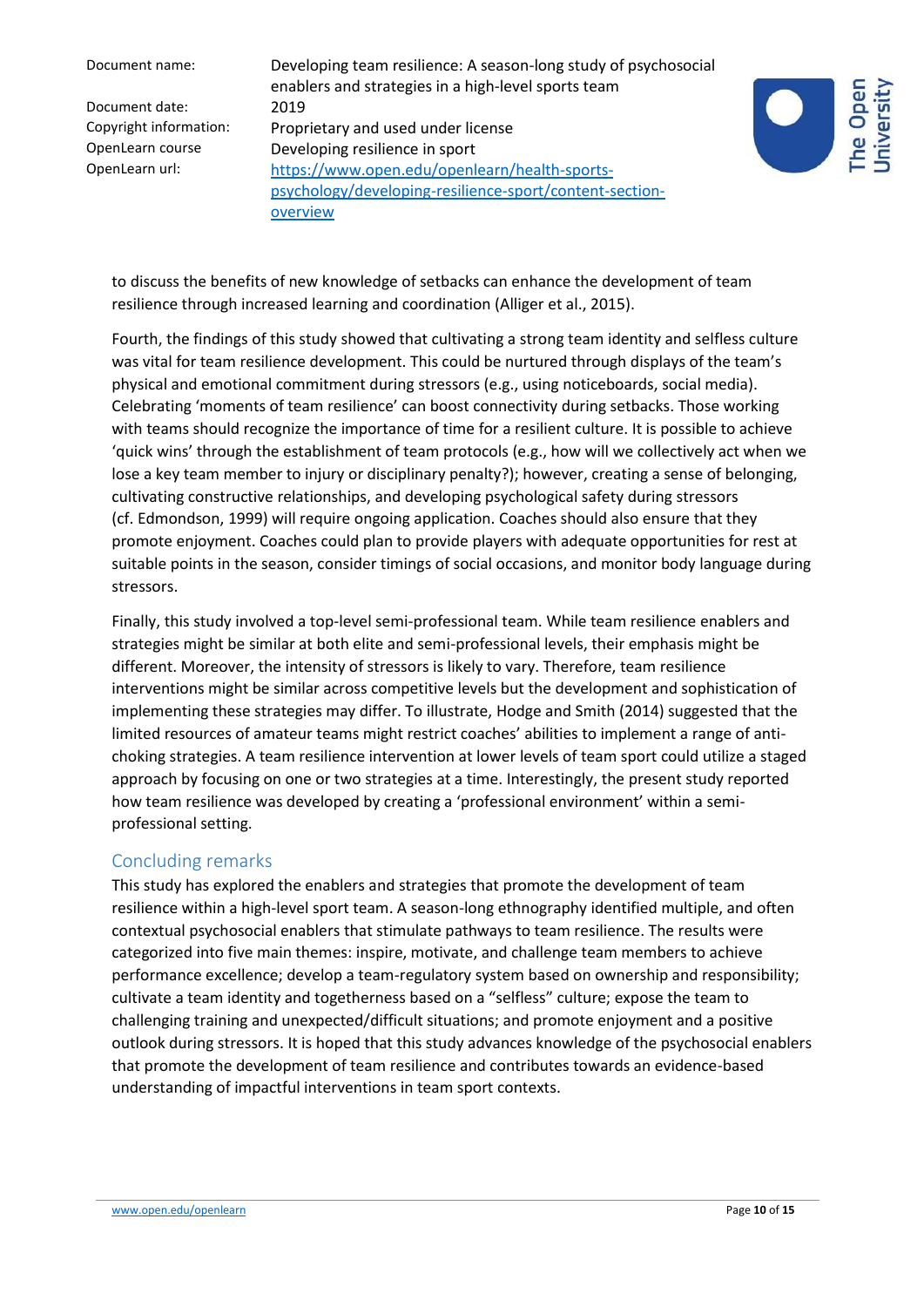to discuss the benefits of new knowledge of setbacks can enhance the development of team resilience through increased learning and coordination (Alliger et al., 2015).

Fourth, the findings of this study showed that cultivating a strong team identity and selfless culture was vital for team resilience development. This could be nurtured through displays of the team's physical and emotional commitment during stressors (e.g., using noticeboards, social media). Celebrating 'moments of team resilience' can boost connectivity during setbacks. Those working with teams should recognize the importance of time for a resilient culture. It is possible to achieve 'quick wins' through the establishment of team protocols (e.g., how will we collectively act when we lose a key team member to injury or disciplinary penalty?); however, creating a sense of belonging, cultivating constructive relationships, and developing psychological safety during stressors (cf. Edmondson, 1999) will require ongoing application. Coaches should also ensure that they promote enjoyment. Coaches could plan to provide players with adequate opportunities for rest at suitable points in the season, consider timings of social occasions, and monitor body language during stressors.

Finally, this study involved a top-level semi-professional team. While team resilience enablers and strategies might be similar at both elite and semi-professional levels, their emphasis might be different. Moreover, the intensity of stressors is likely to vary. Therefore, team resilience interventions might be similar across competitive levels but the development and sophistication of implementing these strategies may differ. To illustrate, Hodge and Smith (2014) suggested that the limited resources of amateur teams might restrict coaches' abilities to implement a range of anti-choking strategies. A team resilience intervention at lower levels of team sport could utilize a staged approach by focusing on one or two strategies at a time. Interestingly, the present study reported how team resilience was developed by creating a 'professional environment' within a semi-professional setting.

## Concluding remarks

This study has explored the enablers and strategies that promote the development of team resilience within a high-level sport team. A season-long ethnography identified multiple, and often contextual psychosocial enablers that stimulate pathways to team resilience. The results were categorized into five main themes: inspire, motivate, and challenge team members to achieve performance excellence; develop a team-regulatory system based on ownership and responsibility; cultivate a team identity and togetherness based on a "selfless" culture; expose the team to challenging training and unexpected/difficult situations; and promote enjoyment and a positive outlook during stressors. It is hoped that this study advances knowledge of the psychosocial enablers that promote the development of team resilience and contributes towards an evidence-based understanding of impactful interventions in team sport contexts.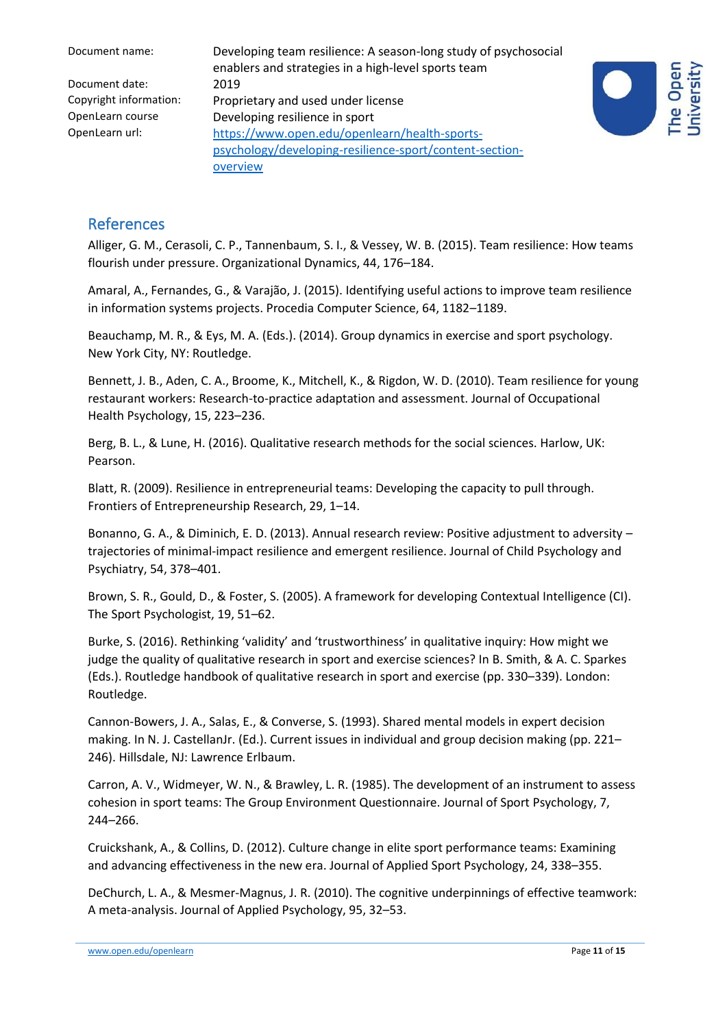Document name: Developing team resilience: A season-long study of psychosocial enablers and strategies in a high-level sports team

Document date: 2019

Copyright information: Proprietary and used under license

OpenLearn course Developing resilience in sport

OpenLearn url: https://www.open.edu/openlearn/health-sports-psychology/developing-resilience-sport/content-section-overview

## References

Alliger, G. M., Cerasoli, C. P., Tannenbaum, S. I., & Vessey, W. B. (2015). Team resilience: How teams flourish under pressure. Organizational Dynamics, 44, 176–184.

Amaral, A., Fernandes, G., & Varajão, J. (2015). Identifying useful actions to improve team resilience in information systems projects. Procedia Computer Science, 64, 1182–1189.

Beauchamp, M. R., & Eys, M. A. (Eds.). (2014). Group dynamics in exercise and sport psychology. New York City, NY: Routledge.

Bennett, J. B., Aden, C. A., Broome, K., Mitchell, K., & Rigdon, W. D. (2010). Team resilience for young restaurant workers: Research-to-practice adaptation and assessment. Journal of Occupational Health Psychology, 15, 223–236.

Berg, B. L., & Lune, H. (2016). Qualitative research methods for the social sciences. Harlow, UK: Pearson.

Blatt, R. (2009). Resilience in entrepreneurial teams: Developing the capacity to pull through. Frontiers of Entrepreneurship Research, 29, 1–14.

Bonanno, G. A., & Diminich, E. D. (2013). Annual research review: Positive adjustment to adversity – trajectories of minimal-impact resilience and emergent resilience. Journal of Child Psychology and Psychiatry, 54, 378–401.

Brown, S. R., Gould, D., & Foster, S. (2005). A framework for developing Contextual Intelligence (CI). The Sport Psychologist, 19, 51–62.

Burke, S. (2016). Rethinking 'validity' and 'trustworthiness' in qualitative inquiry: How might we judge the quality of qualitative research in sport and exercise sciences? In B. Smith, & A. C. Sparkes (Eds.). Routledge handbook of qualitative research in sport and exercise (pp. 330–339). London: Routledge.

Cannon-Bowers, J. A., Salas, E., & Converse, S. (1993). Shared mental models in expert decision making. In N. J. CastellanJr. (Ed.). Current issues in individual and group decision making (pp. 221–246). Hillsdale, NJ: Lawrence Erlbaum.

Carron, A. V., Widmeyer, W. N., & Brawley, L. R. (1985). The development of an instrument to assess cohesion in sport teams: The Group Environment Questionnaire. Journal of Sport Psychology, 7, 244–266.

Cruickshank, A., & Collins, D. (2012). Culture change in elite sport performance teams: Examining and advancing effectiveness in the new era. Journal of Applied Sport Psychology, 24, 338–355.

DeChurch, L. A., & Mesmer-Magnus, J. R. (2010). The cognitive underpinnings of effective teamwork: A meta-analysis. Journal of Applied Psychology, 95, 32–53.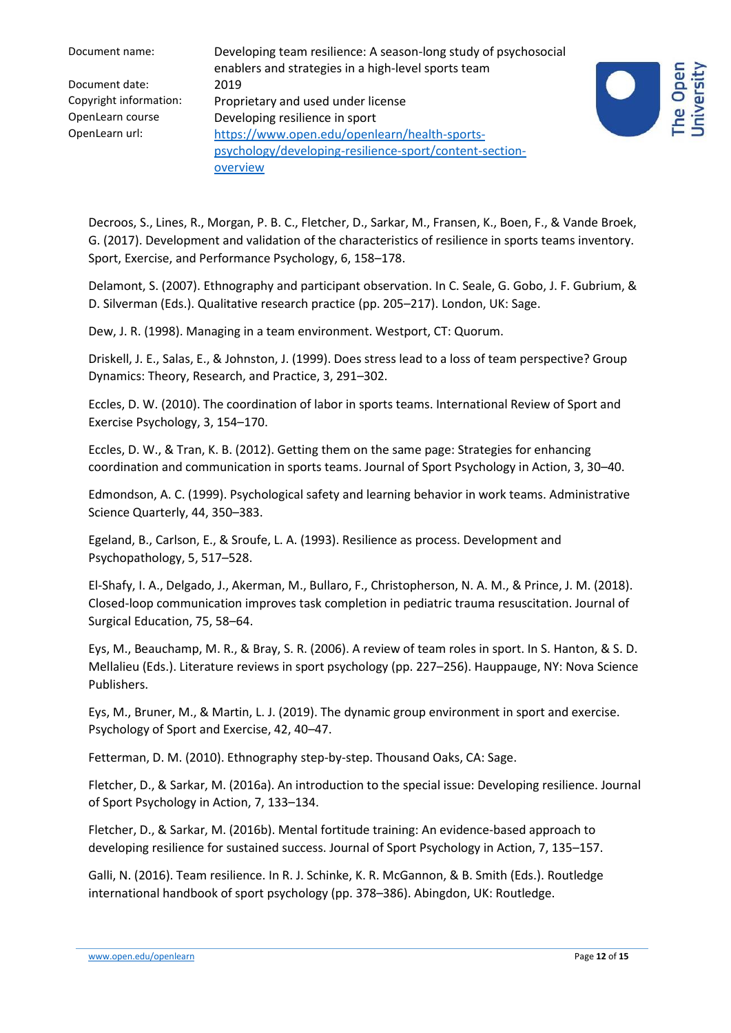Decroos, S., Lines, R., Morgan, P. B. C., Fletcher, D., Sarkar, M., Fransen, K., Boen, F., & Vande Broek, G. (2017). Development and validation of the characteristics of resilience in sports teams inventory. Sport, Exercise, and Performance Psychology, 6, 158–178.

Delamont, S. (2007). Ethnography and participant observation. In C. Seale, G. Gobo, J. F. Gubrium, & D. Silverman (Eds.). Qualitative research practice (pp. 205–217). London, UK: Sage.

Dew, J. R. (1998). Managing in a team environment. Westport, CT: Quorum.

Driskell, J. E., Salas, E., & Johnston, J. (1999). Does stress lead to a loss of team perspective? Group Dynamics: Theory, Research, and Practice, 3, 291–302.

Eccles, D. W. (2010). The coordination of labor in sports teams. International Review of Sport and Exercise Psychology, 3, 154–170.

Eccles, D. W., & Tran, K. B. (2012). Getting them on the same page: Strategies for enhancing coordination and communication in sports teams. Journal of Sport Psychology in Action, 3, 30–40.

Edmondson, A. C. (1999). Psychological safety and learning behavior in work teams. Administrative Science Quarterly, 44, 350–383.

Egeland, B., Carlson, E., & Sroufe, L. A. (1993). Resilience as process. Development and Psychopathology, 5, 517–528.

El-Shafy, I. A., Delgado, J., Akerman, M., Bullaro, F., Christopherson, N. A. M., & Prince, J. M. (2018). Closed-loop communication improves task completion in pediatric trauma resuscitation. Journal of Surgical Education, 75, 58–64.

Eys, M., Beauchamp, M. R., & Bray, S. R. (2006). A review of team roles in sport. In S. Hanton, & S. D. Mellalieu (Eds.). Literature reviews in sport psychology (pp. 227–256). Hauppauge, NY: Nova Science Publishers.

Eys, M., Bruner, M., & Martin, L. J. (2019). The dynamic group environment in sport and exercise. Psychology of Sport and Exercise, 42, 40–47.

Fetterman, D. M. (2010). Ethnography step-by-step. Thousand Oaks, CA: Sage.

Fletcher, D., & Sarkar, M. (2016a). An introduction to the special issue: Developing resilience. Journal of Sport Psychology in Action, 7, 133–134.

Fletcher, D., & Sarkar, M. (2016b). Mental fortitude training: An evidence-based approach to developing resilience for sustained success. Journal of Sport Psychology in Action, 7, 135–157.

Galli, N. (2016). Team resilience. In R. J. Schinke, K. R. McGannon, & B. Smith (Eds.). Routledge international handbook of sport psychology (pp. 378–386). Abingdon, UK: Routledge.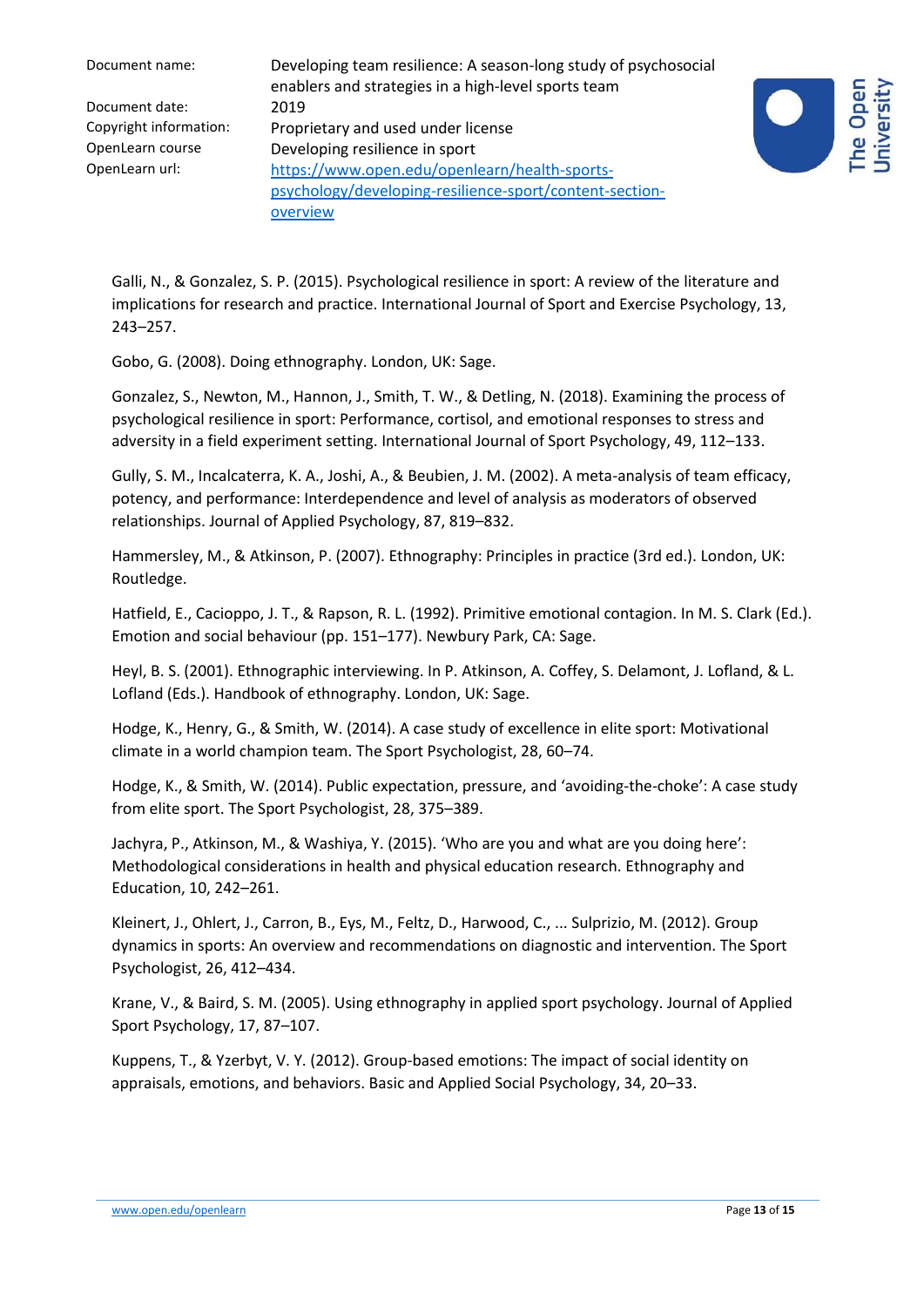Galli, N., & Gonzalez, S. P. (2015). Psychological resilience in sport: A review of the literature and implications for research and practice. International Journal of Sport and Exercise Psychology, 13, 243–257.

Gobo, G. (2008). Doing ethnography. London, UK: Sage.

Gonzalez, S., Newton, M., Hannon, J., Smith, T. W., & Detling, N. (2018). Examining the process of psychological resilience in sport: Performance, cortisol, and emotional responses to stress and adversity in a field experiment setting. International Journal of Sport Psychology, 49, 112–133.

Gully, S. M., Incalcaterra, K. A., Joshi, A., & Beubien, J. M. (2002). A meta-analysis of team efficacy, potency, and performance: Interdependence and level of analysis as moderators of observed relationships. Journal of Applied Psychology, 87, 819–832.

Hammersley, M., & Atkinson, P. (2007). Ethnography: Principles in practice (3rd ed.). London, UK: Routledge.

Hatfield, E., Cacioppo, J. T., & Rapson, R. L. (1992). Primitive emotional contagion. In M. S. Clark (Ed.). Emotion and social behaviour (pp. 151–177). Newbury Park, CA: Sage.

Heyl, B. S. (2001). Ethnographic interviewing. In P. Atkinson, A. Coffey, S. Delamont, J. Lofland, & L. Lofland (Eds.). Handbook of ethnography. London, UK: Sage.

Hodge, K., Henry, G., & Smith, W. (2014). A case study of excellence in elite sport: Motivational climate in a world champion team. The Sport Psychologist, 28, 60–74.

Hodge, K., & Smith, W. (2014). Public expectation, pressure, and 'avoiding-the-choke': A case study from elite sport. The Sport Psychologist, 28, 375–389.

Jachyra, P., Atkinson, M., & Washiya, Y. (2015). 'Who are you and what are you doing here': Methodological considerations in health and physical education research. Ethnography and Education, 10, 242–261.

Kleinert, J., Ohlert, J., Carron, B., Eys, M., Feltz, D., Harwood, C., ... Sulprizio, M. (2012). Group dynamics in sports: An overview and recommendations on diagnostic and intervention. The Sport Psychologist, 26, 412–434.

Krane, V., & Baird, S. M. (2005). Using ethnography in applied sport psychology. Journal of Applied Sport Psychology, 17, 87–107.

Kuppens, T., & Yzerbyt, V. Y. (2012). Group-based emotions: The impact of social identity on appraisals, emotions, and behaviors. Basic and Applied Social Psychology, 34, 20–33.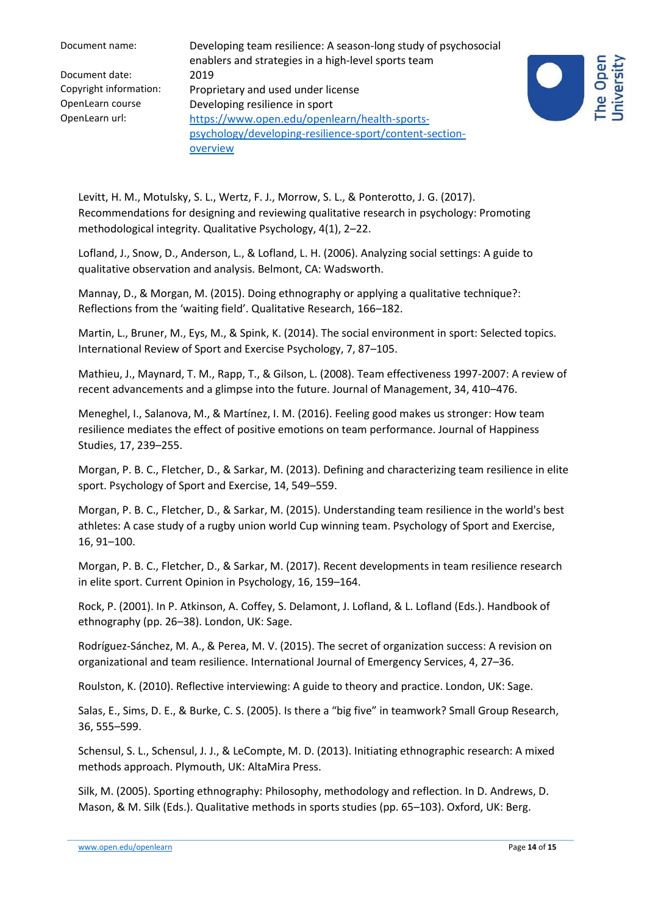Levitt, H. M., Motulsky, S. L., Wertz, F. J., Morrow, S. L., & Ponterotto, J. G. (2017). Recommendations for designing and reviewing qualitative research in psychology: Promoting methodological integrity. Qualitative Psychology, 4(1), 2–22.

Lofland, J., Snow, D., Anderson, L., & Lofland, L. H. (2006). Analyzing social settings: A guide to qualitative observation and analysis. Belmont, CA: Wadsworth.

Mannay, D., & Morgan, M. (2015). Doing ethnography or applying a qualitative technique?: Reflections from the 'waiting field'. Qualitative Research, 166–182.

Martin, L., Bruner, M., Eys, M., & Spink, K. (2014). The social environment in sport: Selected topics. International Review of Sport and Exercise Psychology, 7, 87–105.

Mathieu, J., Maynard, T. M., Rapp, T., & Gilson, L. (2008). Team effectiveness 1997-2007: A review of recent advancements and a glimpse into the future. Journal of Management, 34, 410–476.

Meneghel, I., Salanova, M., & Martínez, I. M. (2016). Feeling good makes us stronger: How team resilience mediates the effect of positive emotions on team performance. Journal of Happiness Studies, 17, 239–255.

Morgan, P. B. C., Fletcher, D., & Sarkar, M. (2013). Defining and characterizing team resilience in elite sport. Psychology of Sport and Exercise, 14, 549–559.

Morgan, P. B. C., Fletcher, D., & Sarkar, M. (2015). Understanding team resilience in the world's best athletes: A case study of a rugby union world Cup winning team. Psychology of Sport and Exercise, 16, 91–100.

Morgan, P. B. C., Fletcher, D., & Sarkar, M. (2017). Recent developments in team resilience research in elite sport. Current Opinion in Psychology, 16, 159–164.

Rock, P. (2001). In P. Atkinson, A. Coffey, S. Delamont, J. Lofland, & L. Lofland (Eds.). Handbook of ethnography (pp. 26–38). London, UK: Sage.

Rodríguez-Sánchez, M. A., & Perea, M. V. (2015). The secret of organization success: A revision on organizational and team resilience. International Journal of Emergency Services, 4, 27–36.

Roulston, K. (2010). Reflective interviewing: A guide to theory and practice. London, UK: Sage.

Salas, E., Sims, D. E., & Burke, C. S. (2005). Is there a "big five" in teamwork? Small Group Research, 36, 555–599.

Schensul, S. L., Schensul, J. J., & LeCompte, M. D. (2013). Initiating ethnographic research: A mixed methods approach. Plymouth, UK: AltaMira Press.

Silk, M. (2005). Sporting ethnography: Philosophy, methodology and reflection. In D. Andrews, D. Mason, & M. Silk (Eds.). Qualitative methods in sports studies (pp. 65–103). Oxford, UK: Berg.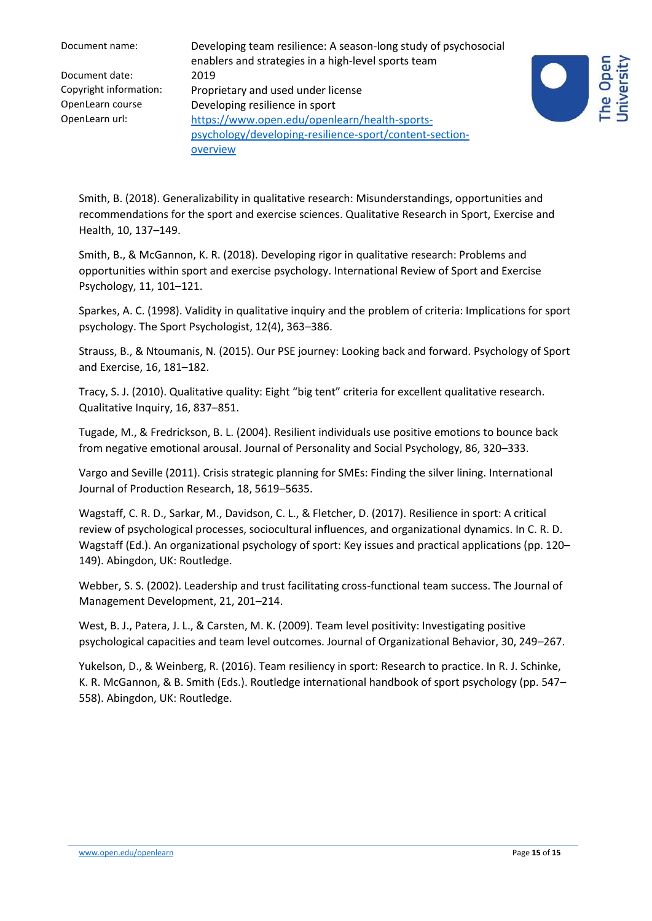Smith, B. (2018). Generalizability in qualitative research: Misunderstandings, opportunities and recommendations for the sport and exercise sciences. Qualitative Research in Sport, Exercise and Health, 10, 137–149.

Smith, B., & McGannon, K. R. (2018). Developing rigor in qualitative research: Problems and opportunities within sport and exercise psychology. International Review of Sport and Exercise Psychology, 11, 101–121.

Sparkes, A. C. (1998). Validity in qualitative inquiry and the problem of criteria: Implications for sport psychology. The Sport Psychologist, 12(4), 363–386.

Strauss, B., & Ntoumanis, N. (2015). Our PSE journey: Looking back and forward. Psychology of Sport and Exercise, 16, 181–182.

Tracy, S. J. (2010). Qualitative quality: Eight "big tent" criteria for excellent qualitative research. Qualitative Inquiry, 16, 837–851.

Tugade, M., & Fredrickson, B. L. (2004). Resilient individuals use positive emotions to bounce back from negative emotional arousal. Journal of Personality and Social Psychology, 86, 320–333.

Vargo and Seville (2011). Crisis strategic planning for SMEs: Finding the silver lining. International Journal of Production Research, 18, 5619–5635.

Wagstaff, C. R. D., Sarkar, M., Davidson, C. L., & Fletcher, D. (2017). Resilience in sport: A critical review of psychological processes, sociocultural influences, and organizational dynamics. In C. R. D. Wagstaff (Ed.). An organizational psychology of sport: Key issues and practical applications (pp. 120–149). Abingdon, UK: Routledge.

Webber, S. S. (2002). Leadership and trust facilitating cross-functional team success. The Journal of Management Development, 21, 201–214.

West, B. J., Patera, J. L., & Carsten, M. K. (2009). Team level positivity: Investigating positive psychological capacities and team level outcomes. Journal of Organizational Behavior, 30, 249–267.

Yukelson, D., & Weinberg, R. (2016). Team resiliency in sport: Research to practice. In R. J. Schinke, K. R. McGannon, & B. Smith (Eds.). Routledge international handbook of sport psychology (pp. 547–558). Abingdon, UK: Routledge.